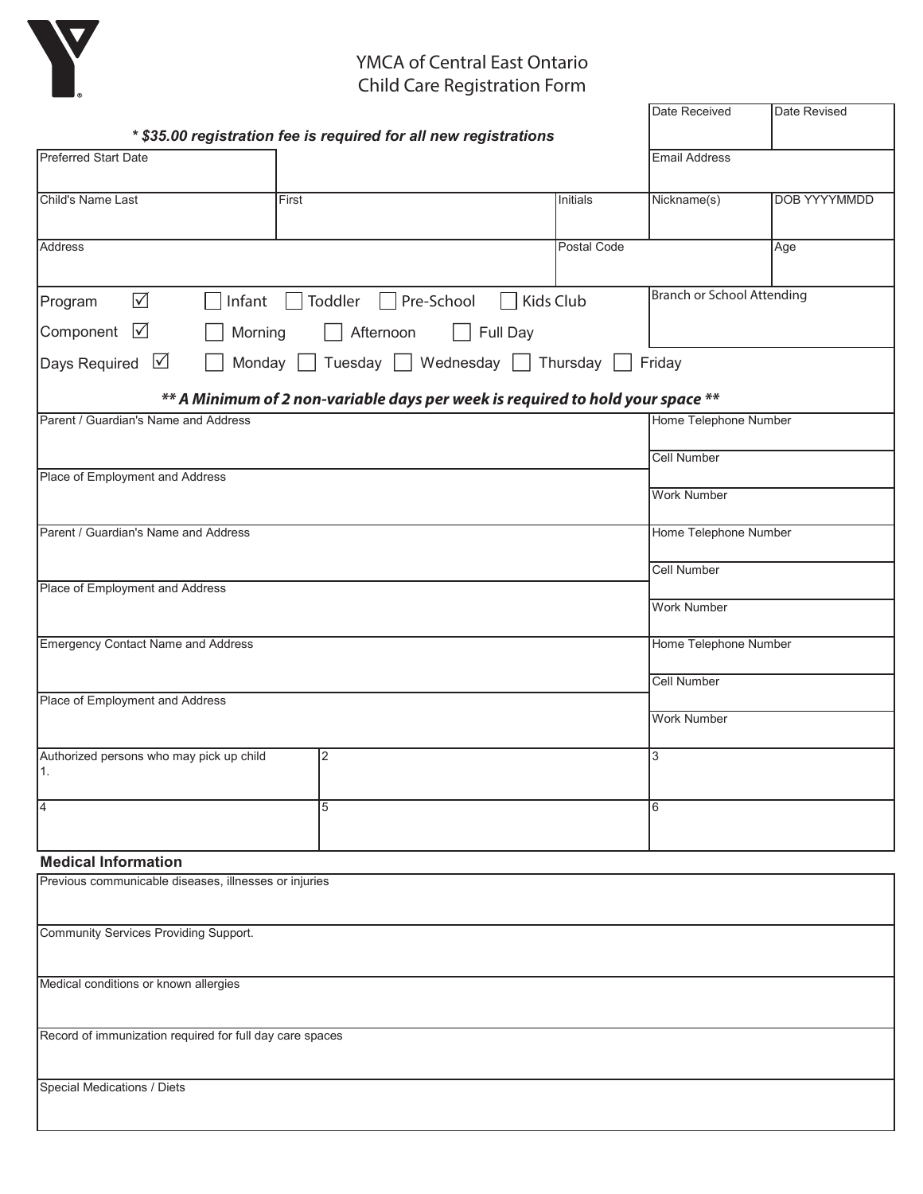# YMCA of Central East Ontario
## Child Care Registration Form

*** $35.00 registration fee is required for all new registrations***

| Date Received | Date Revised |
|---|---|
| | |

| Preferred Start Date | | | Email Address | |
|---|---|---|---|---|
| Child's Name Last | First | Initials | Nickname(s) | DOB YYYYMMDD |
| Address | | Postal Code | | Age |

Program ☑ ☐ Infant ☐ Toddler ☐ Pre-School ☐ Kids Club

Component ☑ ☐ Morning ☐ Afternoon ☐ Full Day

Days Required ☑ ☐ Monday ☐ Tuesday ☐ Wednesday ☐ Thursday ☐ Friday

Branch or School Attending

***** A Minimum of 2 non-variable days per week is required to hold your space *****

| Parent / Guardian's Name and Address | Home Telephone Number |
|---|---|
| | Cell Number |
| Place of Employment and Address | Work Number |
| Parent / Guardian's Name and Address | Home Telephone Number |
| | Cell Number |
| Place of Employment and Address | Work Number |
| Emergency Contact Name and Address | Home Telephone Number |
| | Cell Number |
| Place of Employment and Address | Work Number |

| Authorized persons who may pick up child 1. | 2 | 3 |
|---|---|---|
| 4 | 5 | 6 |

## Medical Information

Previous communicable diseases, illnesses or injuries

Community Services Providing Support.

Medical conditions or known allergies

Record of immunization required for full day care spaces

Special Medications / Diets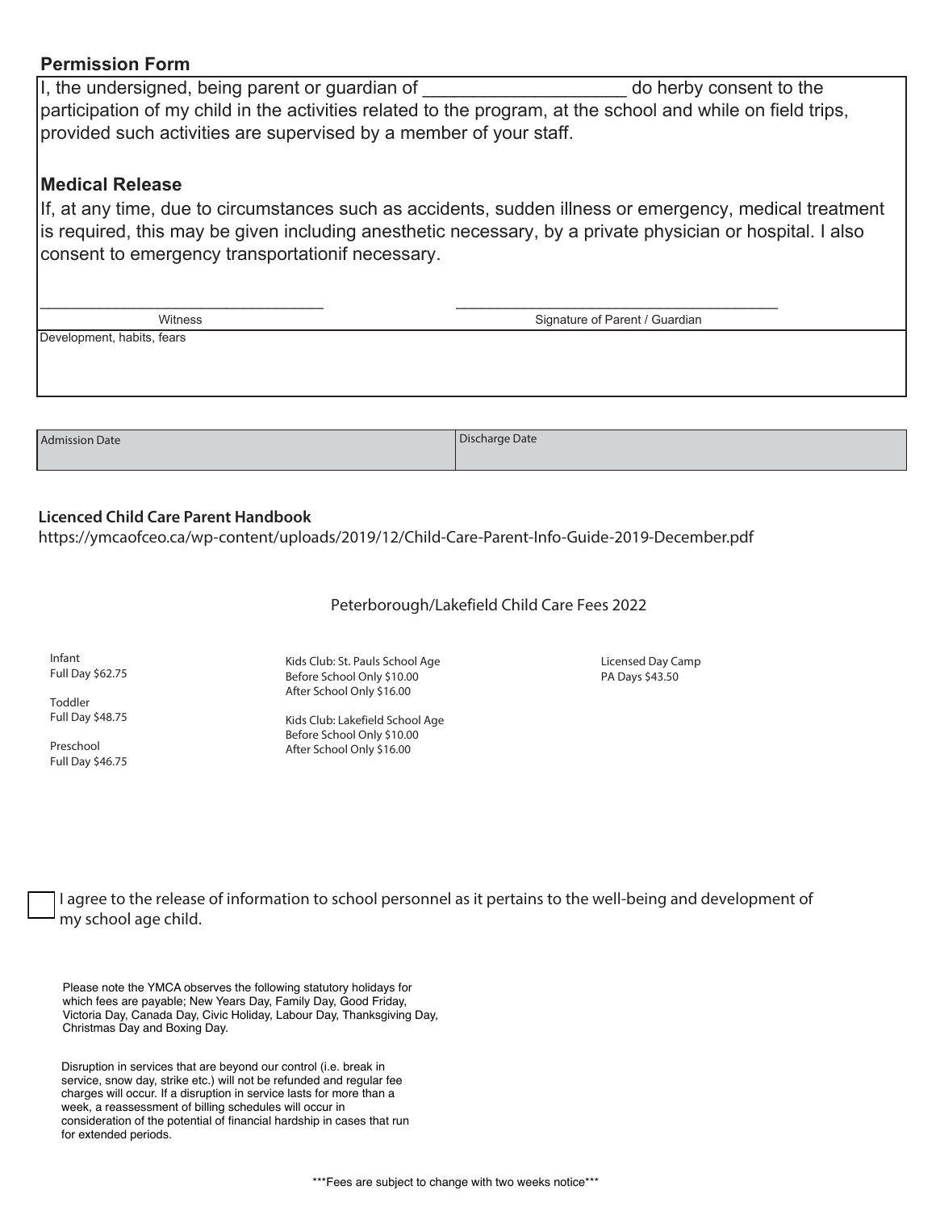## Permission Form

I, the undersigned, being parent or guardian of ____________________ do herby consent to the participation of my child in the activities related to the program, at the school and while on field trips, provided such activities are supervised by a member of your staff.

### Medical Release

If, at any time, due to circumstances such as accidents, sudden illness or emergency, medical treatment is required, this may be given including anesthetic necessary, by a private physician or hospital. I also consent to emergency transportationif necessary.

| ________________________________ | ________________________________ |
| --- | --- |
| Witness | Signature of Parent / Guardian |

Development, habits, fears

| Admission Date | Discharge Date |
| --- | --- |
| | |

**Licenced Child Care Parent Handbook**

https://ymcaofceo.ca/wp-content/uploads/2019/12/Child-Care-Parent-Info-Guide-2019-December.pdf

Peterborough/Lakefield Child Care Fees 2022

Infant
Full Day $62.75

Toddler
Full Day $48.75

Preschool
Full Day $46.75

Kids Club: St. Pauls School Age
Before School Only $10.00
After School Only $16.00

Kids Club: Lakefield School Age
Before School Only $10.00
After School Only $16.00

Licensed Day Camp
PA Days $43.50

☐ I agree to the release of information to school personnel as it pertains to the well-being and development of my school age child.

Please note the YMCA observes the following statutory holidays for which fees are payable; New Years Day, Family Day, Good Friday, Victoria Day, Canada Day, Civic Holiday, Labour Day, Thanksgiving Day, Christmas Day and Boxing Day.

Disruption in services that are beyond our control (i.e. break in service, snow day, strike etc.) will not be refunded and regular fee charges will occur. If a disruption in service lasts for more than a week, a reassessment of billing schedules will occur in consideration of the potential of financial hardship in cases that run for extended periods.

***Fees are subject to change with two weeks notice***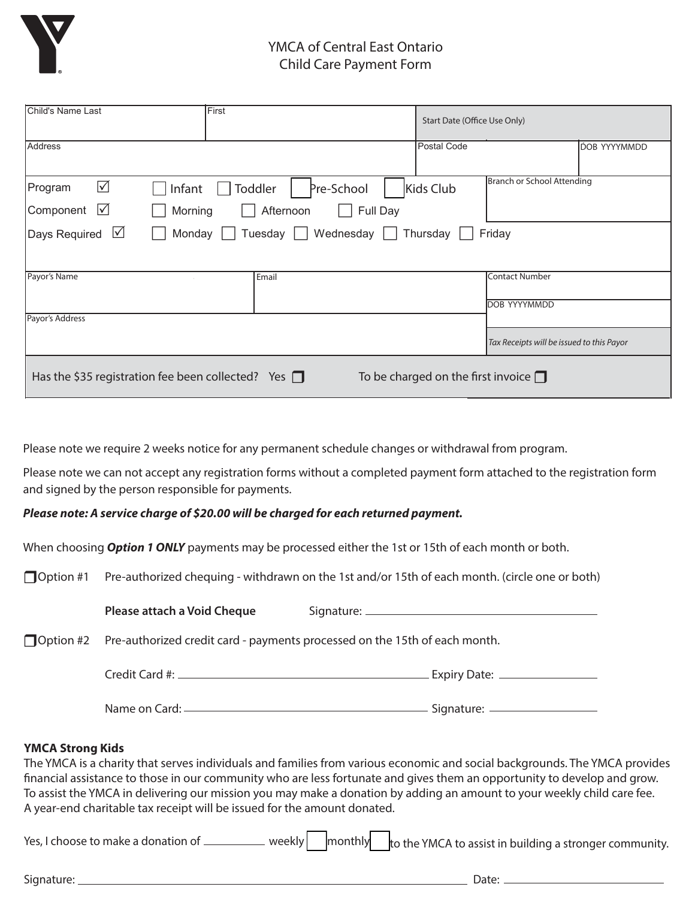# YMCA of Central East Ontario
## Child Care Payment Form

| | | |
|---|---|---|
| Child's Name Last | First | Start Date (Office Use Only) |
| Address | Postal Code | DOB YYYYMMDD |

Program ☑ ☐ Infant ☐ Toddler ☐ Pre-School ☐ Kids Club

Component ☑ ☐ Morning ☐ Afternoon ☐ Full Day

Days Required ☑ ☐ Monday ☐ Tuesday ☐ Wednesday ☐ Thursday ☐ Friday

Branch or School Attending

| | | |
|---|---|---|
| Payor's Name | Email | Contact Number |
| | | DOB YYYYMMDD |
| Payor's Address | | *Tax Receipts will be issued to this Payor* |

Has the $35 registration fee been collected? Yes ☐ To be charged on the first invoice ☐

Please note we require 2 weeks notice for any permanent schedule changes or withdrawal from program.

Please note we can not accept any registration forms without a completed payment form attached to the registration form and signed by the person responsible for payments.

***Please note: A service charge of $20.00 will be charged for each returned payment.***

When choosing ***Option 1 ONLY*** payments may be processed either the 1st or 15th of each month or both.

☐ Option #1 Pre-authorized chequing - withdrawn on the 1st and/or 15th of each month. (circle one or both)

**Please attach a Void Cheque** Signature: ______________________________

☐ Option #2 Pre-authorized credit card - payments processed on the 15th of each month.

Credit Card #: ______________________________ Expiry Date: ______________

Name on Card: ______________________________ Signature: ______________

**YMCA Strong Kids**

The YMCA is a charity that serves individuals and families from various economic and social backgrounds. The YMCA provides financial assistance to those in our community who are less fortunate and gives them an opportunity to develop and grow. To assist the YMCA in delivering our mission you may make a donation by adding an amount to your weekly child care fee. A year-end charitable tax receipt will be issued for the amount donated.

Yes, I choose to make a donation of __________ weekly ☐ monthly ☐ to the YMCA to assist in building a stronger community.

Signature: ______________________________________________ Date: ____________________